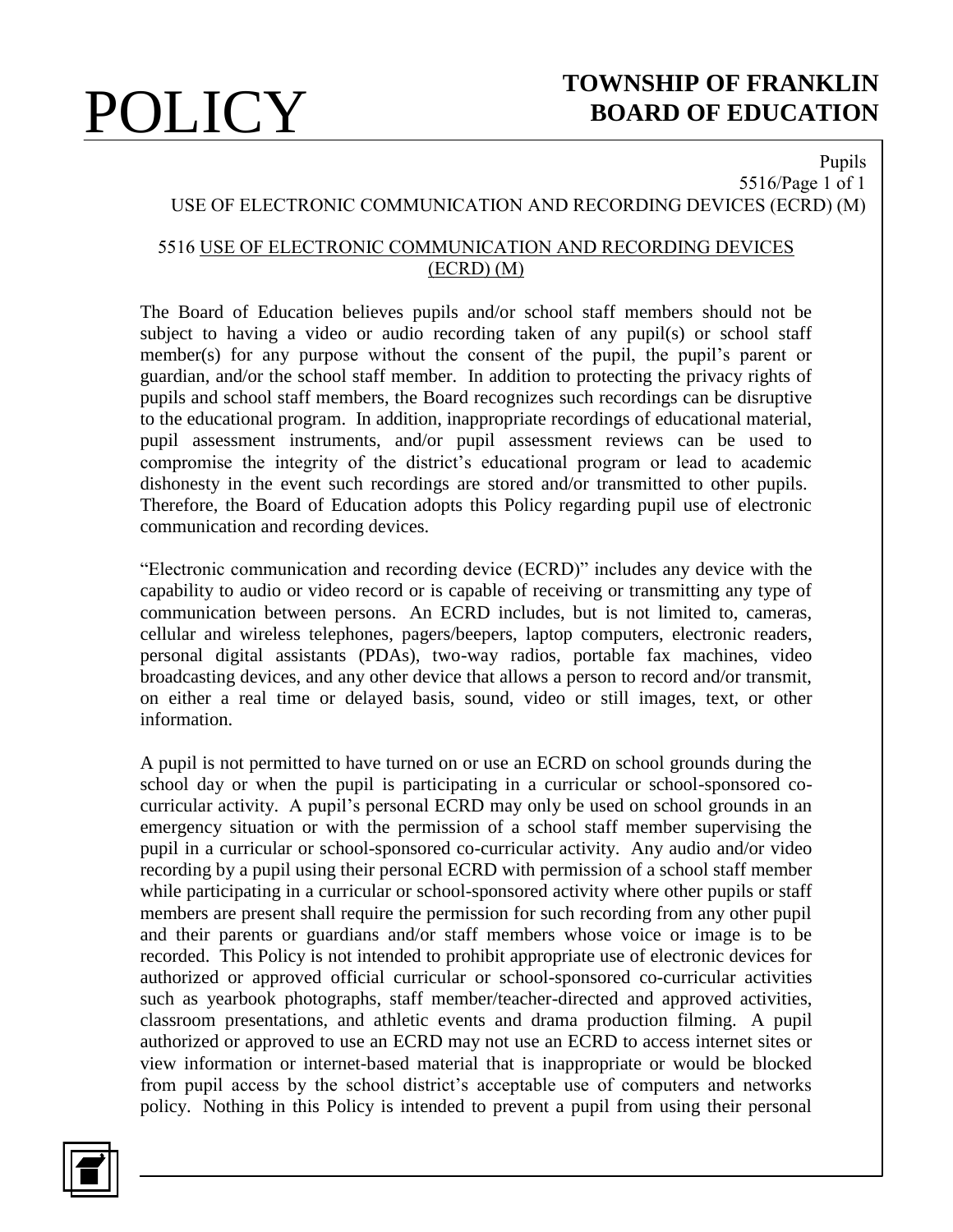# POLICY

## TOWNSHIP OF FRANKLIN BOARD OF EDUCATION

### 5516 USE OF ELECTRONIC COMMUNICATION AND RECORDING DEVICES (ECRD) (M)

The Board of Education believes pupils and/or school staff members should not be subject to having a video or audio recording taken of any pupil(s) or school staff member(s) for any purpose without the consent of the pupil, the pupil's parent or guardian, and/or the school staff member. In addition to protecting the privacy rights of pupils and school staff members, the Board recognizes such recordings can be disruptive to the educational program. In addition, inappropriate recordings of educational material, pupil assessment instruments, and/or pupil assessment reviews can be used to compromise the integrity of the district's educational program or lead to academic dishonesty in the event such recordings are stored and/or transmitted to other pupils. Therefore, the Board of Education adopts this Policy regarding pupil use of electronic communication and recording devices.

"Electronic communication and recording device (ECRD)" includes any device with the capability to audio or video record or is capable of receiving or transmitting any type of communication between persons. An ECRD includes, but is not limited to, cameras, cellular and wireless telephones, pagers/beepers, laptop computers, electronic readers, personal digital assistants (PDAs), two-way radios, portable fax machines, video broadcasting devices, and any other device that allows a person to record and/or transmit, on either a real time or delayed basis, sound, video or still images, text, or other information.

A pupil is not permitted to have turned on or use an ECRD on school grounds during the school day or when the pupil is participating in a curricular or school-sponsored co-curricular activity. A pupil's personal ECRD may only be used on school grounds in an emergency situation or with the permission of a school staff member supervising the pupil in a curricular or school-sponsored co-curricular activity. Any audio and/or video recording by a pupil using their personal ECRD with permission of a school staff member while participating in a curricular or school-sponsored activity where other pupils or staff members are present shall require the permission for such recording from any other pupil and their parents or guardians and/or staff members whose voice or image is to be recorded. This Policy is not intended to prohibit appropriate use of electronic devices for authorized or approved official curricular or school-sponsored co-curricular activities such as yearbook photographs, staff member/teacher-directed and approved activities, classroom presentations, and athletic events and drama production filming. A pupil authorized or approved to use an ECRD may not use an ECRD to access internet sites or view information or internet-based material that is inappropriate or would be blocked from pupil access by the school district's acceptable use of computers and networks policy. Nothing in this Policy is intended to prevent a pupil from using their personal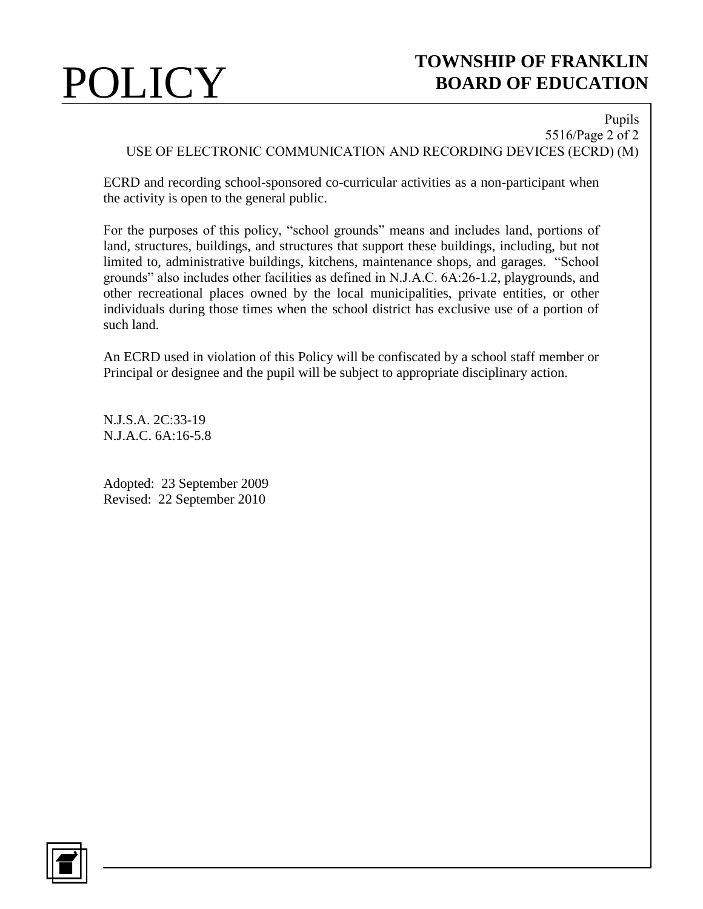ECRD and recording school-sponsored co-curricular activities as a non-participant when the activity is open to the general public.

For the purposes of this policy, "school grounds" means and includes land, portions of land, structures, buildings, and structures that support these buildings, including, but not limited to, administrative buildings, kitchens, maintenance shops, and garages. "School grounds" also includes other facilities as defined in N.J.A.C. 6A:26-1.2, playgrounds, and other recreational places owned by the local municipalities, private entities, or other individuals during those times when the school district has exclusive use of a portion of such land.

An ECRD used in violation of this Policy will be confiscated by a school staff member or Principal or designee and the pupil will be subject to appropriate disciplinary action.

N.J.S.A. 2C:33-19
N.J.A.C. 6A:16-5.8

Adopted: 23 September 2009
Revised: 22 September 2010